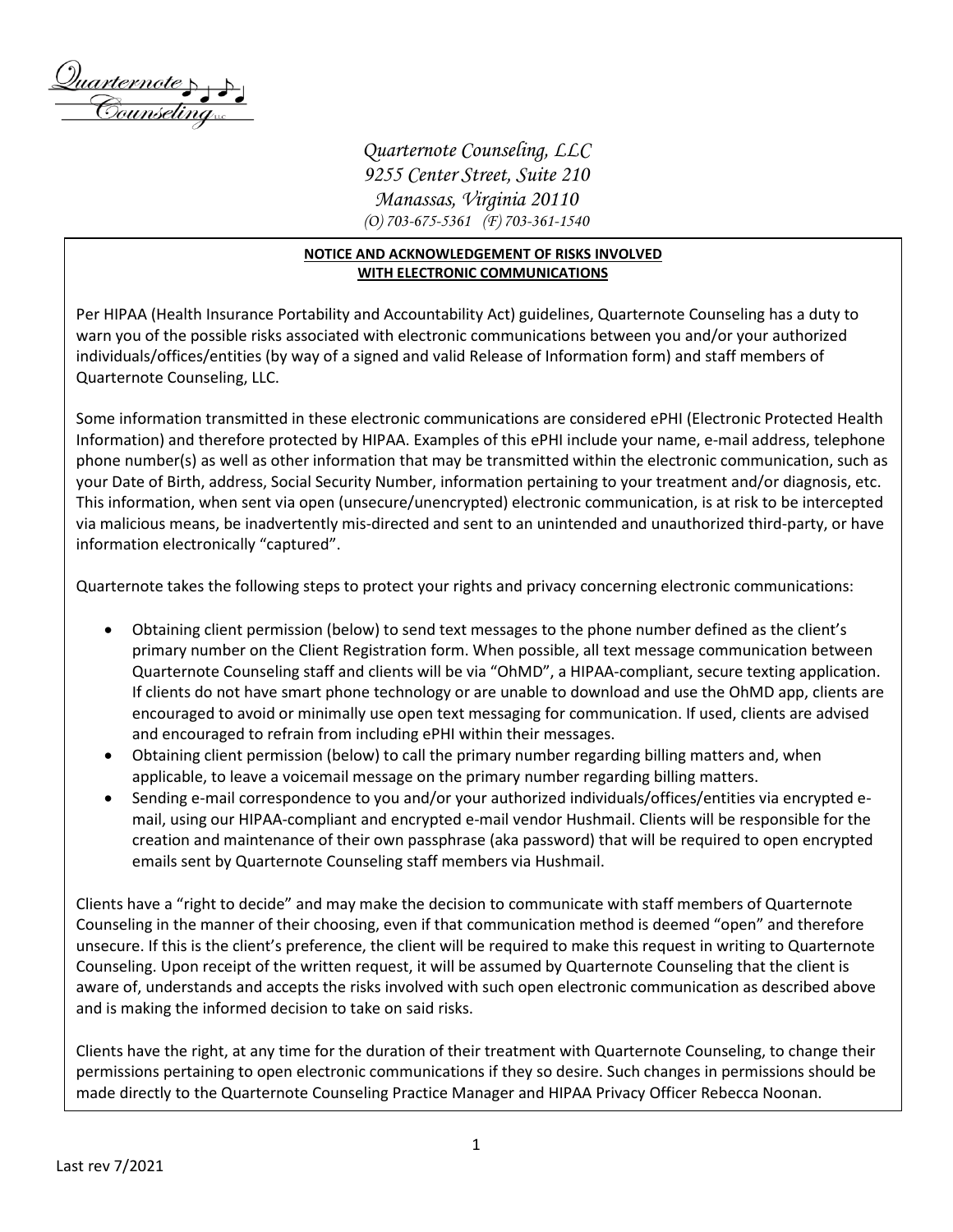*Quarternote Counseling, LLC*
*9255 Center Street, Suite 210*
*Manassas, Virginia 20110*
*(O) 703-675-5361 (F) 703-361-1540*

**NOTICE AND ACKNOWLEDGEMENT OF RISKS INVOLVED WITH ELECTRONIC COMMUNICATIONS**

Per HIPAA (Health Insurance Portability and Accountability Act) guidelines, Quarternote Counseling has a duty to warn you of the possible risks associated with electronic communications between you and/or your authorized individuals/offices/entities (by way of a signed and valid Release of Information form) and staff members of Quarternote Counseling, LLC.

Some information transmitted in these electronic communications are considered ePHI (Electronic Protected Health Information) and therefore protected by HIPAA. Examples of this ePHI include your name, e-mail address, telephone phone number(s) as well as other information that may be transmitted within the electronic communication, such as your Date of Birth, address, Social Security Number, information pertaining to your treatment and/or diagnosis, etc. This information, when sent via open (unsecure/unencrypted) electronic communication, is at risk to be intercepted via malicious means, be inadvertently mis-directed and sent to an unintended and unauthorized third-party, or have information electronically "captured".

Quarternote takes the following steps to protect your rights and privacy concerning electronic communications:

- Obtaining client permission (below) to send text messages to the phone number defined as the client's primary number on the Client Registration form. When possible, all text message communication between Quarternote Counseling staff and clients will be via "OhMD", a HIPAA-compliant, secure texting application. If clients do not have smart phone technology or are unable to download and use the OhMD app, clients are encouraged to avoid or minimally use open text messaging for communication. If used, clients are advised and encouraged to refrain from including ePHI within their messages.
- Obtaining client permission (below) to call the primary number regarding billing matters and, when applicable, to leave a voicemail message on the primary number regarding billing matters.
- Sending e-mail correspondence to you and/or your authorized individuals/offices/entities via encrypted e-mail, using our HIPAA-compliant and encrypted e-mail vendor Hushmail. Clients will be responsible for the creation and maintenance of their own passphrase (aka password) that will be required to open encrypted emails sent by Quarternote Counseling staff members via Hushmail.

Clients have a "right to decide" and may make the decision to communicate with staff members of Quarternote Counseling in the manner of their choosing, even if that communication method is deemed "open" and therefore unsecure. If this is the client's preference, the client will be required to make this request in writing to Quarternote Counseling. Upon receipt of the written request, it will be assumed by Quarternote Counseling that the client is aware of, understands and accepts the risks involved with such open electronic communication as described above and is making the informed decision to take on said risks.

Clients have the right, at any time for the duration of their treatment with Quarternote Counseling, to change their permissions pertaining to open electronic communications if they so desire. Such changes in permissions should be made directly to the Quarternote Counseling Practice Manager and HIPAA Privacy Officer Rebecca Noonan.

Last rev 7/2021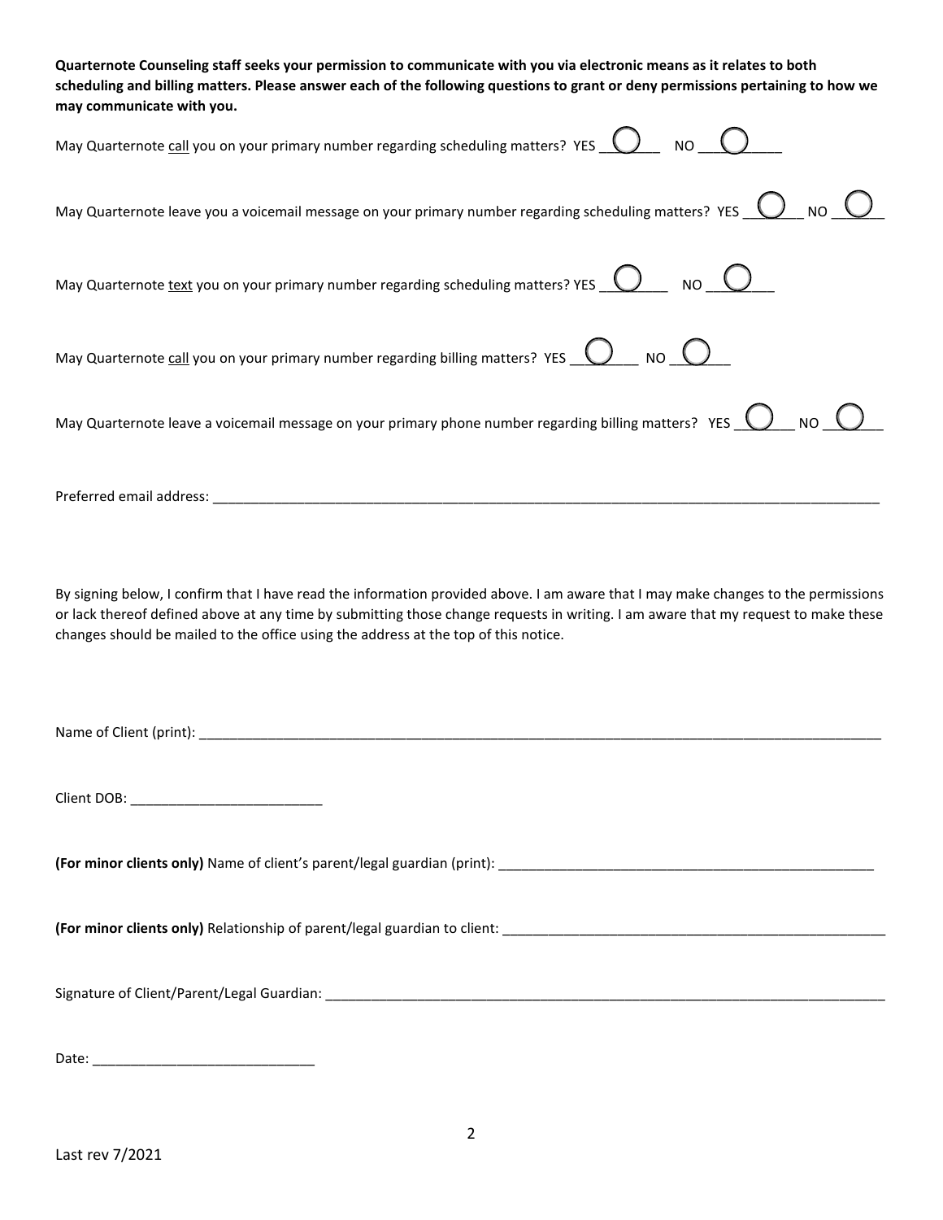**Quarternote Counseling staff seeks your permission to communicate with you via electronic means as it relates to both scheduling and billing matters. Please answer each of the following questions to grant or deny permissions pertaining to how we may communicate with you.**

May Quarternote <u>call</u> you on your primary number regarding scheduling matters? YES ____ NO ____

May Quarternote leave you a voicemail message on your primary number regarding scheduling matters? YES ____ NO ____

May Quarternote <u>text</u> you on your primary number regarding scheduling matters? YES ____ NO ____

May Quarternote <u>call</u> you on your primary number regarding billing matters? YES ____ NO ____

May Quarternote leave a voicemail message on your primary phone number regarding billing matters? YES ____ NO ____

Preferred email address: ____________________________________________

By signing below, I confirm that I have read the information provided above. I am aware that I may make changes to the permissions or lack thereof defined above at any time by submitting those change requests in writing. I am aware that my request to make these changes should be mailed to the office using the address at the top of this notice.

Name of Client (print): ____________________________________________

Client DOB: ________________________

**(For minor clients only)** Name of client's parent/legal guardian (print): ____________________________________________

**(For minor clients only)** Relationship of parent/legal guardian to client: ____________________________________________

Signature of Client/Parent/Legal Guardian: ____________________________________________

Date: ____________________________

Last rev 7/2021